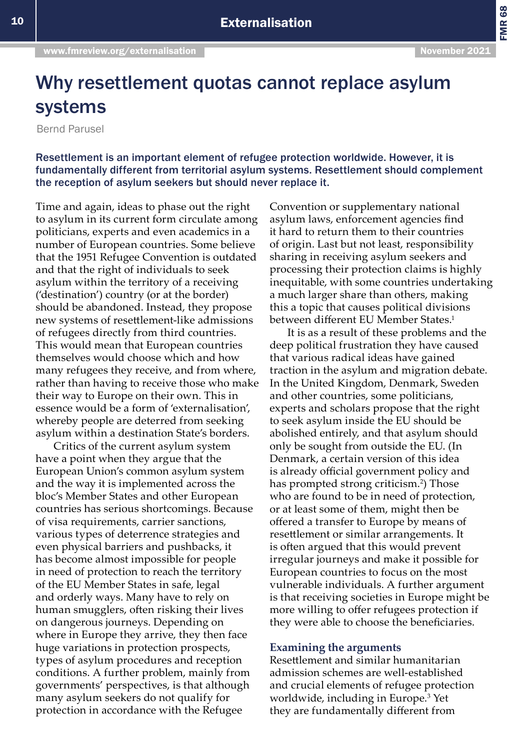# Why resettlement quotas cannot replace asylum systems

Bernd Parusel

**Resettlement is an important element of refugee protection worldwide. However, it is fundamentally different from territorial asylum systems. Resettlement should complement the reception of asylum seekers but should never replace it.**

Time and again, ideas to phase out the right to asylum in its current form circulate among politicians, experts and even academics in a number of European countries. Some believe that the 1951 Refugee Convention is outdated and that the right of individuals to seek asylum within the territory of a receiving ('destination') country (or at the border) should be abandoned. Instead, they propose new systems of resettlement-like admissions of refugees directly from third countries. This would mean that European countries themselves would choose which and how many refugees they receive, and from where, rather than having to receive those who make their way to Europe on their own. This in essence would be a form of 'externalisation', whereby people are deterred from seeking asylum within a destination State's borders.

Critics of the current asylum system have a point when they argue that the European Union's common asylum system and the way it is implemented across the bloc's Member States and other European countries has serious shortcomings. Because of visa requirements, carrier sanctions, various types of deterrence strategies and even physical barriers and pushbacks, it has become almost impossible for people in need of protection to reach the territory of the EU Member States in safe, legal and orderly ways. Many have to rely on human smugglers, often risking their lives on dangerous journeys. Depending on where in Europe they arrive, they then face huge variations in protection prospects, types of asylum procedures and reception conditions. A further problem, mainly from governments' perspectives, is that although many asylum seekers do not qualify for protection in accordance with the Refugee Convention or supplementary national asylum laws, enforcement agencies find it hard to return them to their countries of origin. Last but not least, responsibility sharing in receiving asylum seekers and processing their protection claims is highly inequitable, with some countries undertaking a much larger share than others, making this a topic that causes political divisions between different EU Member States.[1]

It is as a result of these problems and the deep political frustration they have caused that various radical ideas have gained traction in the asylum and migration debate. In the United Kingdom, Denmark, Sweden and other countries, some politicians, experts and scholars propose that the right to seek asylum inside the EU should be abolished entirely, and that asylum should only be sought from outside the EU. (In Denmark, a certain version of this idea is already official government policy and has prompted strong criticism.[2]) Those who are found to be in need of protection, or at least some of them, might then be offered a transfer to Europe by means of resettlement or similar arrangements. It is often argued that this would prevent irregular journeys and make it possible for European countries to focus on the most vulnerable individuals. A further argument is that receiving societies in Europe might be more willing to offer refugees protection if they were able to choose the beneficiaries.

## Examining the arguments

Resettlement and similar humanitarian admission schemes are well-established and crucial elements of refugee protection worldwide, including in Europe.[3] Yet they are fundamentally different from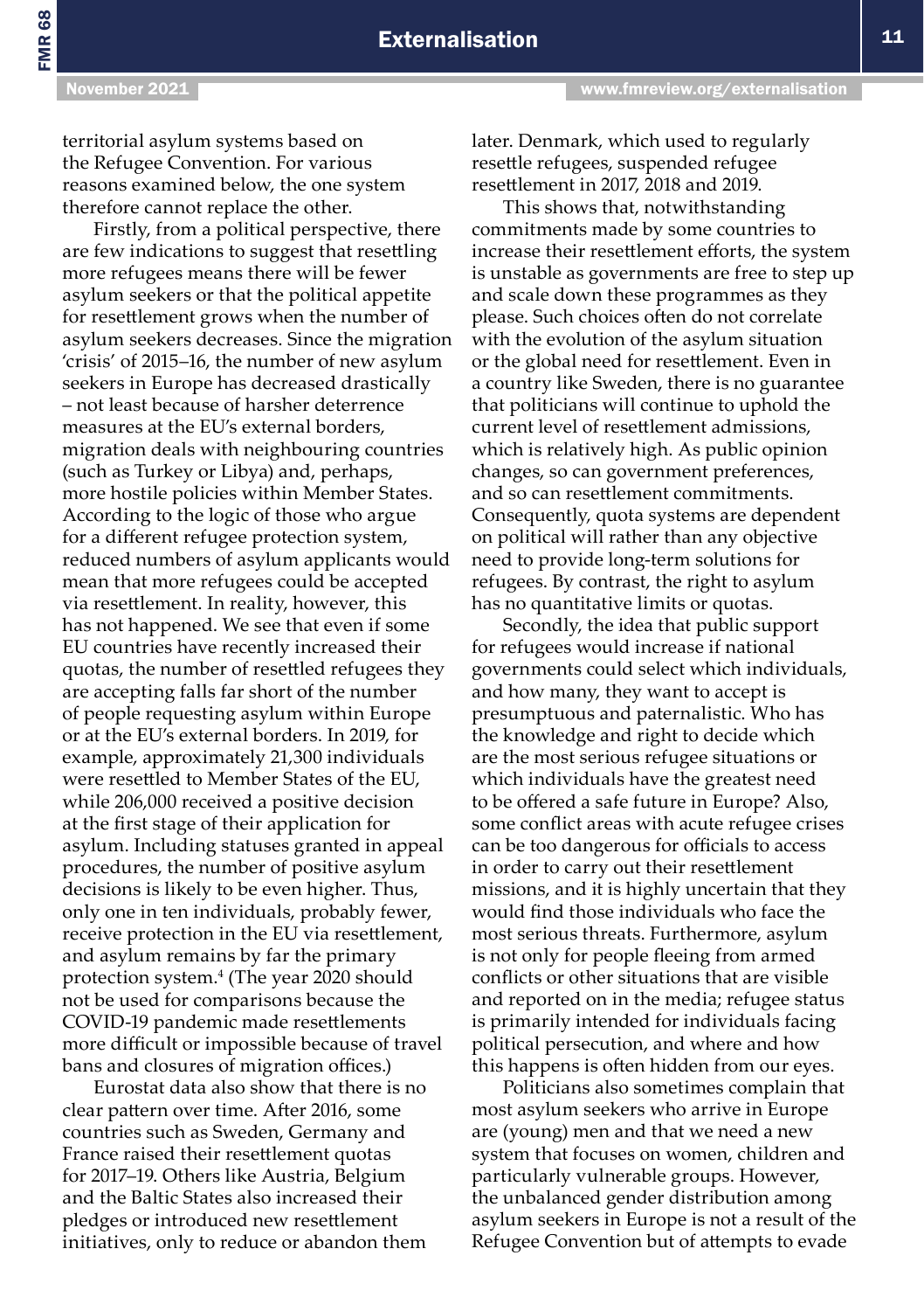territorial asylum systems based on the Refugee Convention. For various reasons examined below, the one system therefore cannot replace the other.

Firstly, from a political perspective, there are few indications to suggest that resettling more refugees means there will be fewer asylum seekers or that the political appetite for resettlement grows when the number of asylum seekers decreases. Since the migration 'crisis' of 2015–16, the number of new asylum seekers in Europe has decreased drastically – not least because of harsher deterrence measures at the EU's external borders, migration deals with neighbouring countries (such as Turkey or Libya) and, perhaps, more hostile policies within Member States. According to the logic of those who argue for a different refugee protection system, reduced numbers of asylum applicants would mean that more refugees could be accepted via resettlement. In reality, however, this has not happened. We see that even if some EU countries have recently increased their quotas, the number of resettled refugees they are accepting falls far short of the number of people requesting asylum within Europe or at the EU's external borders. In 2019, for example, approximately 21,300 individuals were resettled to Member States of the EU, while 206,000 received a positive decision at the first stage of their application for asylum. Including statuses granted in appeal procedures, the number of positive asylum decisions is likely to be even higher. Thus, only one in ten individuals, probably fewer, receive protection in the EU via resettlement, and asylum remains by far the primary protection system.[4] (The year 2020 should not be used for comparisons because the COVID-19 pandemic made resettlements more difficult or impossible because of travel bans and closures of migration offices.)

Eurostat data also show that there is no clear pattern over time. After 2016, some countries such as Sweden, Germany and France raised their resettlement quotas for 2017–19. Others like Austria, Belgium and the Baltic States also increased their pledges or introduced new resettlement initiatives, only to reduce or abandon them later. Denmark, which used to regularly resettle refugees, suspended refugee resettlement in 2017, 2018 and 2019.

This shows that, notwithstanding commitments made by some countries to increase their resettlement efforts, the system is unstable as governments are free to step up and scale down these programmes as they please. Such choices often do not correlate with the evolution of the asylum situation or the global need for resettlement. Even in a country like Sweden, there is no guarantee that politicians will continue to uphold the current level of resettlement admissions, which is relatively high. As public opinion changes, so can government preferences, and so can resettlement commitments. Consequently, quota systems are dependent on political will rather than any objective need to provide long-term solutions for refugees. By contrast, the right to asylum has no quantitative limits or quotas.

Secondly, the idea that public support for refugees would increase if national governments could select which individuals, and how many, they want to accept is presumptuous and paternalistic. Who has the knowledge and right to decide which are the most serious refugee situations or which individuals have the greatest need to be offered a safe future in Europe? Also, some conflict areas with acute refugee crises can be too dangerous for officials to access in order to carry out their resettlement missions, and it is highly uncertain that they would find those individuals who face the most serious threats. Furthermore, asylum is not only for people fleeing from armed conflicts or other situations that are visible and reported on in the media; refugee status is primarily intended for individuals facing political persecution, and where and how this happens is often hidden from our eyes.

Politicians also sometimes complain that most asylum seekers who arrive in Europe are (young) men and that we need a new system that focuses on women, children and particularly vulnerable groups. However, the unbalanced gender distribution among asylum seekers in Europe is not a result of the Refugee Convention but of attempts to evade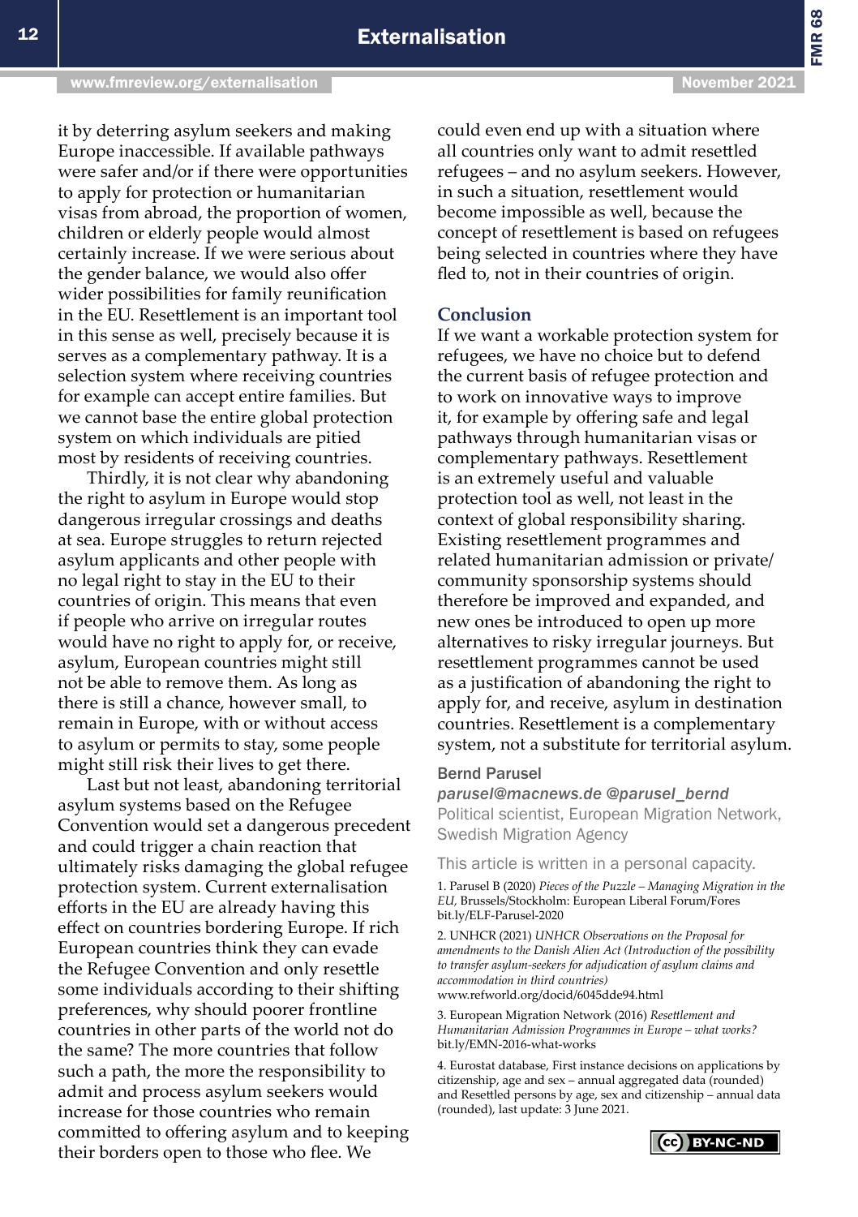it by deterring asylum seekers and making Europe inaccessible. If available pathways were safer and/or if there were opportunities to apply for protection or humanitarian visas from abroad, the proportion of women, children or elderly people would almost certainly increase. If we were serious about the gender balance, we would also offer wider possibilities for family reunification in the EU. Resettlement is an important tool in this sense as well, precisely because it is serves as a complementary pathway. It is a selection system where receiving countries for example can accept entire families. But we cannot base the entire global protection system on which individuals are pitied most by residents of receiving countries.

Thirdly, it is not clear why abandoning the right to asylum in Europe would stop dangerous irregular crossings and deaths at sea. Europe struggles to return rejected asylum applicants and other people with no legal right to stay in the EU to their countries of origin. This means that even if people who arrive on irregular routes would have no right to apply for, or receive, asylum, European countries might still not be able to remove them. As long as there is still a chance, however small, to remain in Europe, with or without access to asylum or permits to stay, some people might still risk their lives to get there.

Last but not least, abandoning territorial asylum systems based on the Refugee Convention would set a dangerous precedent and could trigger a chain reaction that ultimately risks damaging the global refugee protection system. Current externalisation efforts in the EU are already having this effect on countries bordering Europe. If rich European countries think they can evade the Refugee Convention and only resettle some individuals according to their shifting preferences, why should poorer frontline countries in other parts of the world not do the same? The more countries that follow such a path, the more the responsibility to admit and process asylum seekers would increase for those countries who remain committed to offering asylum and to keeping their borders open to those who flee. We could even end up with a situation where all countries only want to admit resettled refugees – and no asylum seekers. However, in such a situation, resettlement would become impossible as well, because the concept of resettlement is based on refugees being selected in countries where they have fled to, not in their countries of origin.

## Conclusion

If we want a workable protection system for refugees, we have no choice but to defend the current basis of refugee protection and to work on innovative ways to improve it, for example by offering safe and legal pathways through humanitarian visas or complementary pathways. Resettlement is an extremely useful and valuable protection tool as well, not least in the context of global responsibility sharing. Existing resettlement programmes and related humanitarian admission or private/community sponsorship systems should therefore be improved and expanded, and new ones be introduced to open up more alternatives to risky irregular journeys. But resettlement programmes cannot be used as a justification of abandoning the right to apply for, and receive, asylum in destination countries. Resettlement is a complementary system, not a substitute for territorial asylum.

**Bernd Parusel**
*parusel@macnews.de @parusel_bernd*
Political scientist, European Migration Network, Swedish Migration Agency

This article is written in a personal capacity.

1. Parusel B (2020) *Pieces of the Puzzle – Managing Migration in the EU*, Brussels/Stockholm: European Liberal Forum/Fores bit.ly/ELF-Parusel-2020

2. UNHCR (2021) *UNHCR Observations on the Proposal for amendments to the Danish Alien Act (Introduction of the possibility to transfer asylum-seekers for adjudication of asylum claims and accommodation in third countries)* www.refworld.org/docid/6045dde94.html

3. European Migration Network (2016) *Resettlement and Humanitarian Admission Programmes in Europe – what works?* bit.ly/EMN-2016-what-works

4. Eurostat database, First instance decisions on applications by citizenship, age and sex – annual aggregated data (rounded) and Resettled persons by age, sex and citizenship – annual data (rounded), last update: 3 June 2021.